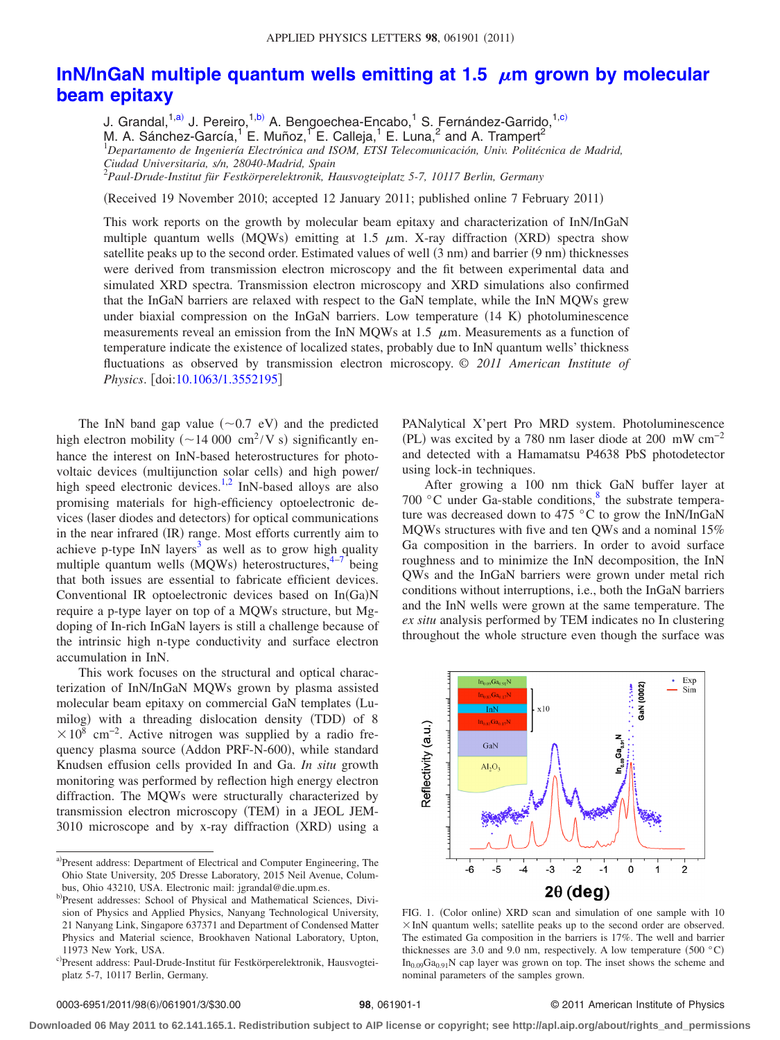# InN/InGaN multiple quantum wells emitting at 1.5 μm grown by molecular beam epitaxy

J. Grandal,[1,a)] J. Pereiro,[1,b)] A. Bengoechea-Encabo,[1] S. Fernández-Garrido,[1,c)] M. A. Sánchez-García,[1] E. Muñoz,[1] E. Calleja,[1] E. Luna,[2] and A. Trampert[2]

[1]*Departamento de Ingeniería Electrónica and ISOM, ETSI Telecomunicación, Univ. Politécnica de Madrid, Ciudad Universitaria, s/n, 28040-Madrid, Spain*

[2]*Paul-Drude-Institut für Festkörperelektronik, Hausvogteiplatz 5-7, 10117 Berlin, Germany*

(Received 19 November 2010; accepted 12 January 2011; published online 7 February 2011)

This work reports on the growth by molecular beam epitaxy and characterization of InN/InGaN multiple quantum wells (MQWs) emitting at 1.5 μm. X-ray diffraction (XRD) spectra show satellite peaks up to the second order. Estimated values of well (3 nm) and barrier (9 nm) thicknesses were derived from transmission electron microscopy and the fit between experimental data and simulated XRD spectra. Transmission electron microscopy and XRD simulations also confirmed that the InGaN barriers are relaxed with respect to the GaN template, while the InN MQWs grew under biaxial compression on the InGaN barriers. Low temperature (14 K) photoluminescence measurements reveal an emission from the InN MQWs at 1.5 μm. Measurements as a function of temperature indicate the existence of localized states, probably due to InN quantum wells' thickness fluctuations as observed by transmission electron microscopy. © *2011 American Institute of Physics*. [doi:10.1063/1.3552195]

The InN band gap value (~0.7 eV) and the predicted high electron mobility (~14 000 $cm^2/V\,s$) significantly enhance the interest on InN-based heterostructures for photovoltaic devices (multijunction solar cells) and high power/high speed electronic devices.[1,2] InN-based alloys are also promising materials for high-efficiency optoelectronic devices (laser diodes and detectors) for optical communications in the near infrared (IR) range. Most efforts currently aim to achieve p-type InN layers[3] as well as to grow high quality multiple quantum wells (MQWs) heterostructures,[4–7] being that both issues are essential to fabricate efficient devices. Conventional IR optoelectronic devices based on In(Ga)N require a p-type layer on top of a MQWs structure, but Mg-doping of In-rich InGaN layers is still a challenge because of the intrinsic high n-type conductivity and surface electron accumulation in InN.

This work focuses on the structural and optical characterization of InN/InGaN MQWs grown by plasma assisted molecular beam epitaxy on commercial GaN templates (Lumilog) with a threading dislocation density (TDD) of $8\times10^8$ $cm^{-2}$. Active nitrogen was supplied by a radio frequency plasma source (Addon PRF-N-600), while standard Knudsen effusion cells provided In and Ga. *In situ* growth monitoring was performed by reflection high energy electron diffraction. The MQWs were structurally characterized by transmission electron microscopy (TEM) in a JEOL JEM-3010 microscope and by x-ray diffraction (XRD) using a PANalytical X'pert Pro MRD system. Photoluminescence (PL) was excited by a 780 nm laser diode at 200 mW $cm^{-2}$ and detected with a Hamamatsu P4638 PbS photodetector using lock-in techniques.

After growing a 100 nm thick GaN buffer layer at 700 °C under Ga-stable conditions,[8] the substrate temperature was decreased down to 475 °C to grow the InN/InGaN MQWs structures with five and ten QWs and a nominal 15% Ga composition in the barriers. In order to avoid surface roughness and to minimize the InN decomposition, the InN QWs and the InGaN barriers were grown under metal rich conditions without interruptions, i.e., both the InGaN barriers and the InN wells were grown at the same temperature. The *ex situ* analysis performed by TEM indicates no In clustering throughout the whole structure even though the surface was

FIG. 1. (Color online) XRD scan and simulation of one sample with 10 × InN quantum wells; satellite peaks up to the second order are observed. The estimated Ga composition in the barriers is 17%. The well and barrier thicknesses are 3.0 and 9.0 nm, respectively. A low temperature (500 °C) $In_{0.09}Ga_{0.91}N$ cap layer was grown on top. The inset shows the scheme and nominal parameters of the samples grown.

---

[a)]Present address: Department of Electrical and Computer Engineering, The Ohio State University, 205 Dresse Laboratory, 2015 Neil Avenue, Columbus, Ohio 43210, USA. Electronic mail: jgrandal@die.upm.es.

[b)]Present addresses: School of Physical and Mathematical Sciences, Division of Physics and Applied Physics, Nanyang Technological University, 21 Nanyang Link, Singapore 637371 and Department of Condensed Matter Physics and Material science, Brookhaven National Laboratory, Upton, 11973 New York, USA.

[c)]Present address: Paul-Drude-Institut für Festkörperelektronik, Hausvogteiplatz 5-7, 10117 Berlin, Germany.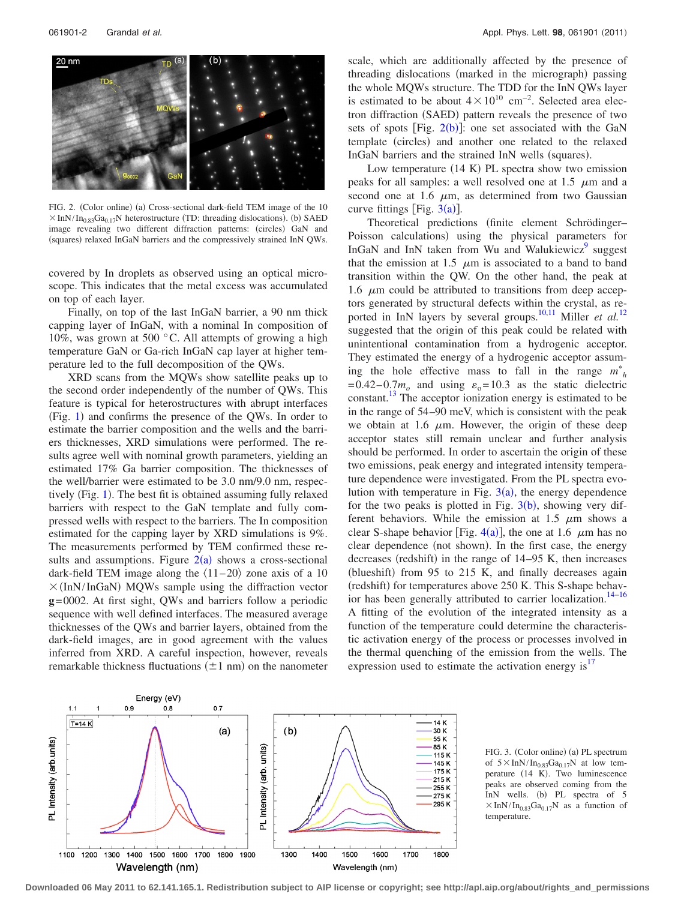FIG. 2. (Color online) (a) Cross-sectional dark-field TEM image of the $10 \times InN/In_{0.83}Ga_{0.17}N$ heterostructure (TD: threading dislocations). (b) SAED image revealing two different diffraction patterns: (circles) GaN and (squares) relaxed InGaN barriers and the compressively strained InN QWs.

covered by In droplets as observed using an optical microscope. This indicates that the metal excess was accumulated on top of each layer.

Finally, on top of the last InGaN barrier, a 90 nm thick capping layer of InGaN, with a nominal In composition of 10%, was grown at 500 °C. All attempts of growing a high temperature GaN or Ga-rich InGaN cap layer at higher temperature led to the full decomposition of the QWs.

XRD scans from the MQWs show satellite peaks up to the second order independently of the number of QWs. This feature is typical for heterostructures with abrupt interfaces (Fig. 1) and confirms the presence of the QWs. In order to estimate the barrier composition and the wells and the barriers thicknesses, XRD simulations were performed. The results agree well with nominal growth parameters, yielding an estimated 17% Ga barrier composition. The thicknesses of the well/barrier were estimated to be 3.0 nm/9.0 nm, respectively (Fig. 1). The best fit is obtained assuming fully relaxed barriers with respect to the GaN template and fully compressed wells with respect to the barriers. The In composition estimated for the capping layer by XRD simulations is 9%. The measurements performed by TEM confirmed these results and assumptions. Figure 2(a) shows a cross-sectional dark-field TEM image along the ⟨11–20⟩ zone axis of a $10 \times (InN/InGaN)$ MQWs sample using the diffraction vector **g**=0002. At first sight, QWs and barriers follow a periodic sequence with well defined interfaces. The measured average thicknesses of the QWs and barrier layers, obtained from the dark-field images, are in good agreement with the values inferred from XRD. A careful inspection, however, reveals remarkable thickness fluctuations (±1 nm) on the nanometer scale, which are additionally affected by the presence of threading dislocations (marked in the micrograph) passing the whole MQWs structure. The TDD for the InN QWs layer is estimated to be about $4 \times 10^{10}$ cm$^{-2}$. Selected area electron diffraction (SAED) pattern reveals the presence of two sets of spots [Fig. 2(b)]: one set associated with the GaN template (circles) and another one related to the relaxed InGaN barriers and the strained InN wells (squares).

Low temperature (14 K) PL spectra show two emission peaks for all samples: a well resolved one at 1.5 $\mu$m and a second one at 1.6 $\mu$m, as determined from two Gaussian curve fittings [Fig. 3(a)].

Theoretical predictions (finite element Schrödinger–Poisson calculations) using the physical parameters for InGaN and InN taken from Wu and Walukiewicz[9] suggest that the emission at 1.5 $\mu$m is associated to a band to band transition within the QW. On the other hand, the peak at 1.6 $\mu$m could be attributed to transitions from deep acceptors generated by structural defects within the crystal, as reported in InN layers by several groups.[10,11] Miller *et al.*[12] suggested that the origin of this peak could be related with unintentional contamination from a hydrogenic acceptor. They estimated the energy of a hydrogenic acceptor assuming the hole effective mass to fall in the range $m^*_h = 0.42 - 0.7 m_o$ and using $\varepsilon_o = 10.3$ as the static dielectric constant.[13] The acceptor ionization energy is estimated to be in the range of 54–90 meV, which is consistent with the peak we obtain at 1.6 $\mu$m. However, the origin of these deep acceptor states still remain unclear and further analysis should be performed. In order to ascertain the origin of these two emissions, peak energy and integrated intensity temperature dependence were investigated. From the PL spectra evolution with temperature in Fig. 3(a), the energy dependence for the two peaks is plotted in Fig. 3(b), showing very different behaviors. While the emission at 1.5 $\mu$m shows a clear S-shape behavior [Fig. 4(a)], the one at 1.6 $\mu$m has no clear dependence (not shown). In the first case, the energy decreases (redshift) in the range of 14–95 K, then increases (blueshift) from 95 to 215 K, and finally decreases again (redshift) for temperatures above 250 K. This S-shape behavior has been generally attributed to carrier localization.[14–16] A fitting of the evolution of the integrated intensity as a function of the temperature could determine the characteristic activation energy of the process or processes involved in the thermal quenching of the emission from the wells. The expression used to estimate the activation energy is[17]

FIG. 3. (Color online) (a) PL spectrum of $5 \times InN/In_{0.83}Ga_{0.17}N$ at low temperature (14 K). Two luminescence peaks are observed coming from the InN wells. (b) PL spectra of $5 \times InN/In_{0.83}Ga_{0.17}N$ as a function of temperature.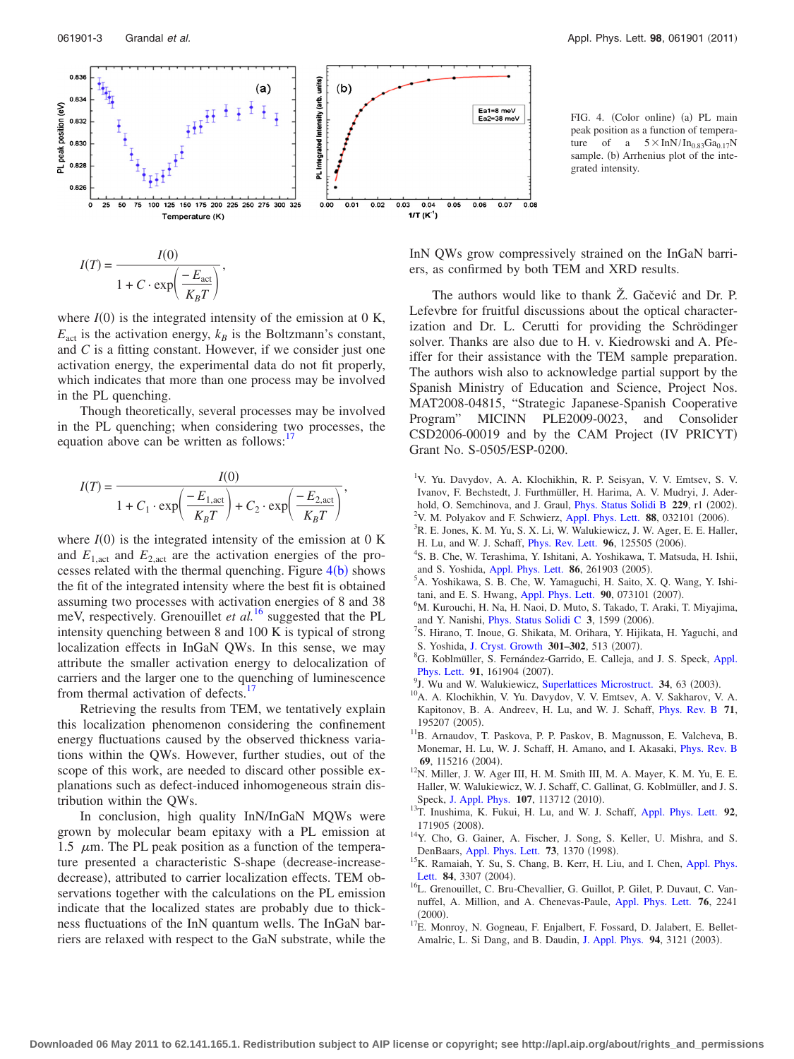(a)

PL peak position (eV)

0.836
0.834
0.832
0.830
0.828
0.826

0 25 50 75 100 125 150 175 200 225 250 275 300 325

Temperature (K)

(b)

PL integrated intensity (arb. units)

Ea1=8 meV
Ea2=38 meV

0.00 0.01 0.02 0.03 0.04 0.05 0.06 0.07 0.08

1/T (K$^{-1}$)

FIG. 4. (Color online) (a) PL main peak position as a function of temperature of a $5\times\text{InN}/\text{In}_{0.83}\text{Ga}_{0.17}\text{N}$ sample. (b) Arrhenius plot of the integrated intensity.

$$I(T) = \frac{I(0)}{1 + C \cdot \exp\left(\dfrac{-E_{act}}{K_B T}\right)},$$

where $I(0)$ is the integrated intensity of the emission at 0 K, $E_{act}$ is the activation energy, $k_B$ is the Boltzmann's constant, and $C$ is a fitting constant. However, if we consider just one activation energy, the experimental data do not fit properly, which indicates that more than one process may be involved in the PL quenching.

Though theoretically, several processes may be involved in the PL quenching; when considering two processes, the equation above can be written as follows:[17]

$$I(T) = \frac{I(0)}{1 + C_1 \cdot \exp\left(\dfrac{-E_{1,act}}{K_B T}\right) + C_2 \cdot \exp\left(\dfrac{-E_{2,act}}{K_B T}\right)},$$

where $I(0)$ is the integrated intensity of the emission at 0 K and $E_{1,act}$ and $E_{2,act}$ are the activation energies of the processes related with the thermal quenching. Figure 4(b) shows the fit of the integrated intensity where the best fit is obtained assuming two processes with activation energies of 8 and 38 meV, respectively. Grenouillet *et al.*[16] suggested that the PL intensity quenching between 8 and 100 K is typical of strong localization effects in InGaN QWs. In this sense, we may attribute the smaller activation energy to delocalization of carriers and the larger one to the quenching of luminescence from thermal activation of defects.[17]

Retrieving the results from TEM, we tentatively explain this localization phenomenon considering the confinement energy fluctuations caused by the observed thickness variations within the QWs. However, further studies, out of the scope of this work, are needed to discard other possible explanations such as defect-induced inhomogeneous strain distribution within the QWs.

In conclusion, high quality InN/InGaN MQWs were grown by molecular beam epitaxy with a PL emission at 1.5 $\mu$m. The PL peak position as a function of the temperature presented a characteristic S-shape (decrease-increase-decrease), attributed to carrier localization effects. TEM observations together with the calculations on the PL emission indicate that the localized states are probably due to thickness fluctuations of the InN quantum wells. The InGaN barriers are relaxed with respect to the GaN substrate, while the InN QWs grow compressively strained on the InGaN barriers, as confirmed by both TEM and XRD results.

The authors would like to thank Ž. Gačević and Dr. P. Lefevbre for fruitful discussions about the optical characterization and Dr. L. Cerutti for providing the Schrödinger solver. Thanks are also due to H. v. Kiedrowski and A. Pfeiffer for their assistance with the TEM sample preparation. The authors wish also to acknowledge partial support by the Spanish Ministry of Education and Science, Project Nos. MAT2008-04815, "Strategic Japanese-Spanish Cooperative Program" MICINN PLE2009-0023, and Consolider CSD2006-00019 and by the CAM Project (IV PRICYT) Grant No. S-0505/ESP-0200.

[1] V. Yu. Davydov, A. A. Klochikhin, R. P. Seisyan, V. V. Emtsev, S. V. Ivanov, F. Bechstedt, J. Furthmüller, H. Harima, A. V. Mudryi, J. Aderhold, O. Semchinova, and J. Graul, Phys. Status Solidi B **229**, r1 (2002).

[2] V. M. Polyakov and F. Schwierz, Appl. Phys. Lett. **88**, 032101 (2006).

[3] R. E. Jones, K. M. Yu, S. X. Li, W. Walukiewicz, J. W. Ager, E. E. Haller, H. Lu, and W. J. Schaff, Phys. Rev. Lett. **96**, 125505 (2006).

[4] S. B. Che, W. Terashima, Y. Ishitani, A. Yoshikawa, T. Matsuda, H. Ishii, and S. Yoshida, Appl. Phys. Lett. **86**, 261903 (2005).

[5] A. Yoshikawa, S. B. Che, W. Yamaguchi, H. Saito, X. Q. Wang, Y. Ishitani, and E. S. Hwang, Appl. Phys. Lett. **90**, 073101 (2007).

[6] M. Kurouchi, H. Na, H. Naoi, D. Muto, S. Takado, T. Araki, T. Miyajima, and Y. Nanishi, Phys. Status Solidi C **3**, 1599 (2006).

[7] S. Hirano, T. Inoue, G. Shikata, M. Orihara, Y. Hijikata, H. Yaguchi, and S. Yoshida, J. Cryst. Growth **301–302**, 513 (2007).

[8] G. Koblmüller, S. Fernández-Garrido, E. Calleja, and J. S. Speck, Appl. Phys. Lett. **91**, 161904 (2007).

[9] J. Wu and W. Walukiewicz, Superlattices Microstruct. **34**, 63 (2003).

[10] A. A. Klochikhin, V. Yu. Davydov, V. V. Emtsev, A. V. Sakharov, V. A. Kapitonov, B. A. Andreev, H. Lu, and W. J. Schaff, Phys. Rev. B **71**, 195207 (2005).

[11] B. Arnaudov, T. Paskova, P. P. Paskov, B. Magnusson, E. Valcheva, B. Monemar, H. Lu, W. J. Schaff, H. Amano, and I. Akasaki, Phys. Rev. B **69**, 115216 (2004).

[12] N. Miller, J. W. Ager III, H. M. Smith III, M. A. Mayer, K. M. Yu, E. E. Haller, W. Walukiewicz, W. J. Schaff, C. Gallinat, G. Koblmüller, and J. S. Speck, J. Appl. Phys. **107**, 113712 (2010).

[13] T. Inushima, K. Fukui, H. Lu, and W. J. Schaff, Appl. Phys. Lett. **92**, 171905 (2008).

[14] Y. Cho, G. Gainer, A. Fischer, J. Song, S. Keller, U. Mishra, and S. DenBaars, Appl. Phys. Lett. **73**, 1370 (1998).

[15] K. Ramaiah, Y. Su, S. Chang, B. Kerr, H. Liu, and I. Chen, Appl. Phys. Lett. **84**, 3307 (2004).

[16] L. Grenouillet, C. Bru-Chevallier, G. Guillot, P. Gilet, P. Duvaut, C. Vannuffel, A. Million, and A. Chenevas-Paule, Appl. Phys. Lett. **76**, 2241 (2000).

[17] E. Monroy, N. Gogneau, F. Enjalbert, F. Fossard, D. Jalabert, E. Bellet-Amalric, L. Si Dang, and B. Daudin, J. Appl. Phys. **94**, 3121 (2003).